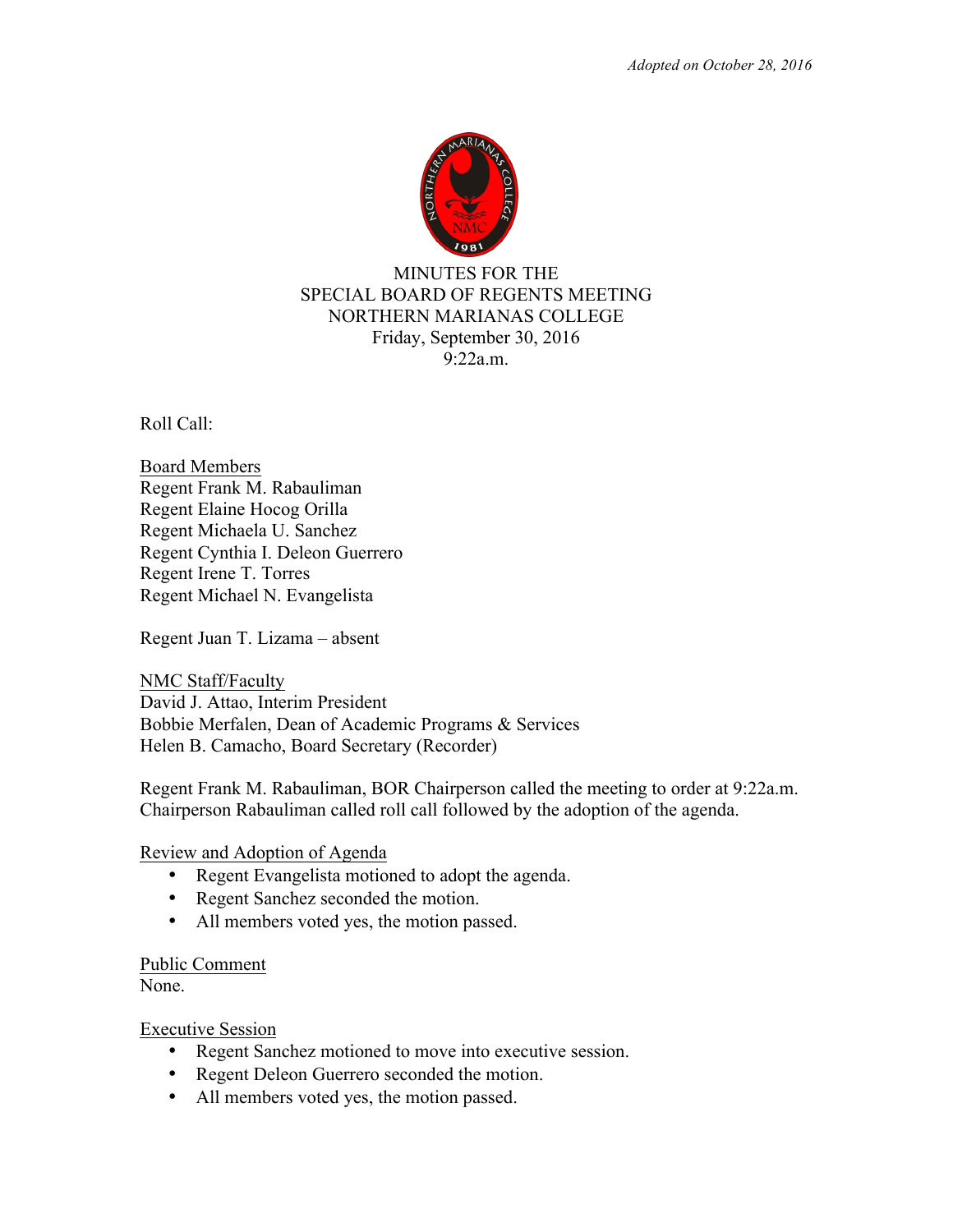*Adopted on October 28, 2016*

# MINUTES FOR THE SPECIAL BOARD OF REGENTS MEETING
## NORTHERN MARIANAS COLLEGE
Friday, September 30, 2016
9:22a.m.

Roll Call:

Board Members
Regent Frank M. Rabauliman
Regent Elaine Hocog Orilla
Regent Michaela U. Sanchez
Regent Cynthia I. Deleon Guerrero
Regent Irene T. Torres
Regent Michael N. Evangelista

Regent Juan T. Lizama – absent

NMC Staff/Faculty
David J. Attao, Interim President
Bobbie Merfalen, Dean of Academic Programs & Services
Helen B. Camacho, Board Secretary (Recorder)

Regent Frank M. Rabauliman, BOR Chairperson called the meeting to order at 9:22a.m. Chairperson Rabauliman called roll call followed by the adoption of the agenda.

Review and Adoption of Agenda

- Regent Evangelista motioned to adopt the agenda.
- Regent Sanchez seconded the motion.
- All members voted yes, the motion passed.

Public Comment
None.

Executive Session

- Regent Sanchez motioned to move into executive session.
- Regent Deleon Guerrero seconded the motion.
- All members voted yes, the motion passed.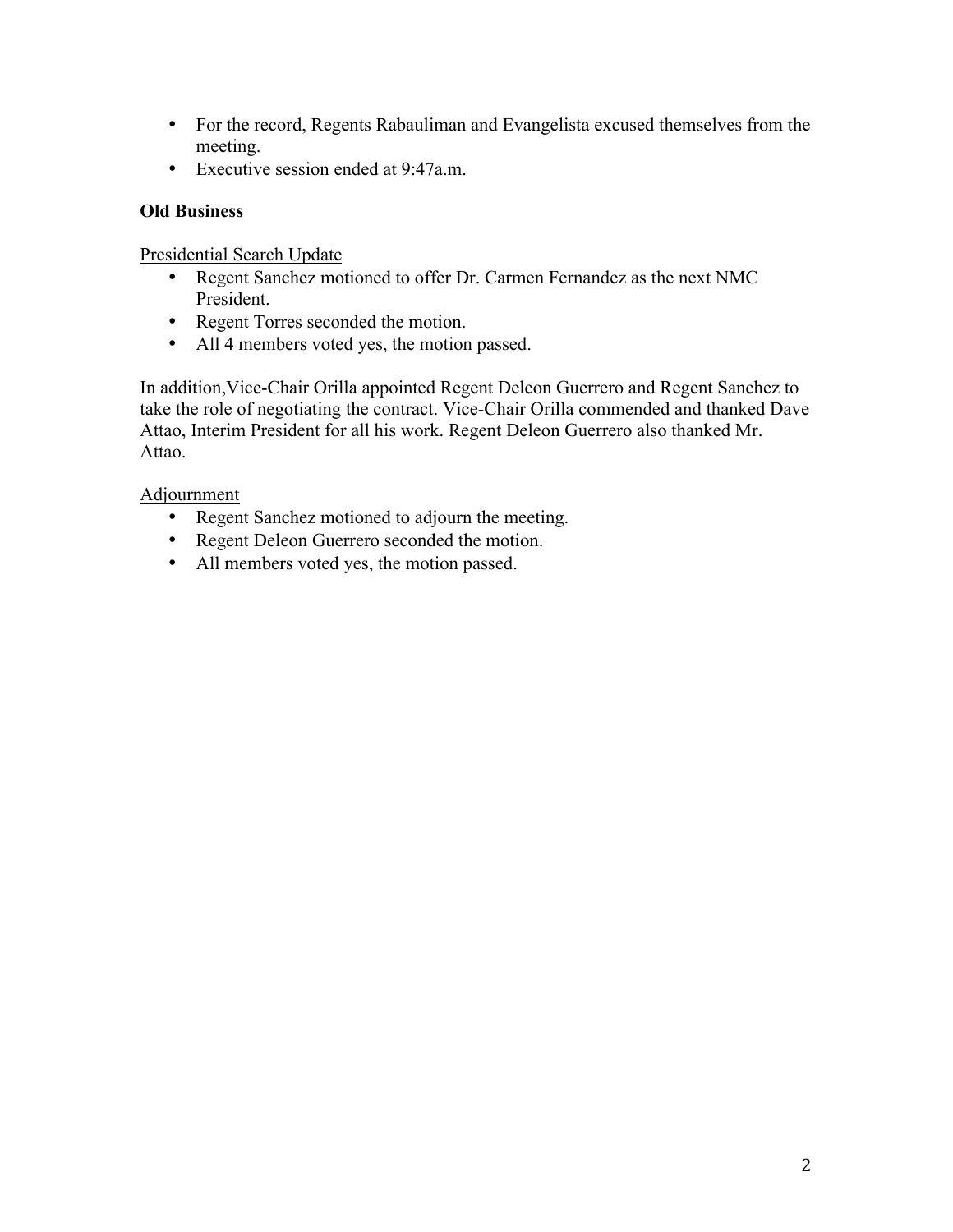- For the record, Regents Rabauliman and Evangelista excused themselves from the meeting.
- Executive session ended at 9:47a.m.

**Old Business**

Presidential Search Update

- Regent Sanchez motioned to offer Dr. Carmen Fernandez as the next NMC President.
- Regent Torres seconded the motion.
- All 4 members voted yes, the motion passed.

In addition,Vice-Chair Orilla appointed Regent Deleon Guerrero and Regent Sanchez to take the role of negotiating the contract. Vice-Chair Orilla commended and thanked Dave Attao, Interim President for all his work. Regent Deleon Guerrero also thanked Mr. Attao.

Adjournment

- Regent Sanchez motioned to adjourn the meeting.
- Regent Deleon Guerrero seconded the motion.
- All members voted yes, the motion passed.